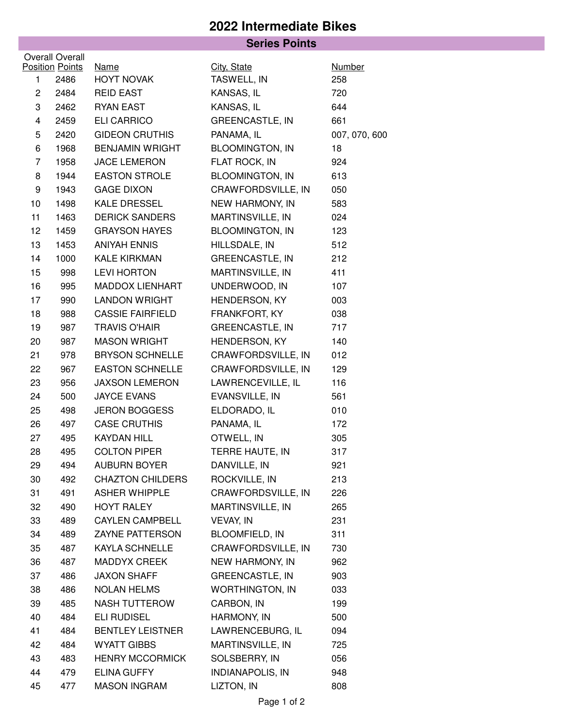# 2022 Intermediate Bikes

## Series Points

| Overall Position | Overall Points | Name | City, State | Number |
|---|---|---|---|---|
| 1 | 2486 | HOYT NOVAK | TASWELL, IN | 258 |
| 2 | 2484 | REID EAST | KANSAS, IL | 720 |
| 3 | 2462 | RYAN EAST | KANSAS, IL | 644 |
| 4 | 2459 | ELI CARRICO | GREENCASTLE, IN | 661 |
| 5 | 2420 | GIDEON CRUTHIS | PANAMA, IL | 007, 070, 600 |
| 6 | 1968 | BENJAMIN WRIGHT | BLOOMINGTON, IN | 18 |
| 7 | 1958 | JACE LEMERON | FLAT ROCK, IN | 924 |
| 8 | 1944 | EASTON STROLE | BLOOMINGTON, IN | 613 |
| 9 | 1943 | GAGE DIXON | CRAWFORDSVILLE, IN | 050 |
| 10 | 1498 | KALE DRESSEL | NEW HARMONY, IN | 583 |
| 11 | 1463 | DERICK SANDERS | MARTINSVILLE, IN | 024 |
| 12 | 1459 | GRAYSON HAYES | BLOOMINGTON, IN | 123 |
| 13 | 1453 | ANIYAH ENNIS | HILLSDALE, IN | 512 |
| 14 | 1000 | KALE KIRKMAN | GREENCASTLE, IN | 212 |
| 15 | 998 | LEVI HORTON | MARTINSVILLE, IN | 411 |
| 16 | 995 | MADDOX LIENHART | UNDERWOOD, IN | 107 |
| 17 | 990 | LANDON WRIGHT | HENDERSON, KY | 003 |
| 18 | 988 | CASSIE FAIRFIELD | FRANKFORT, KY | 038 |
| 19 | 987 | TRAVIS O'HAIR | GREENCASTLE, IN | 717 |
| 20 | 987 | MASON WRIGHT | HENDERSON, KY | 140 |
| 21 | 978 | BRYSON SCHNELLE | CRAWFORDSVILLE, IN | 012 |
| 22 | 967 | EASTON SCHNELLE | CRAWFORDSVILLE, IN | 129 |
| 23 | 956 | JAXSON LEMERON | LAWRENCEVILLE, IL | 116 |
| 24 | 500 | JAYCE EVANS | EVANSVILLE, IN | 561 |
| 25 | 498 | JERON BOGGESS | ELDORADO, IL | 010 |
| 26 | 497 | CASE CRUTHIS | PANAMA, IL | 172 |
| 27 | 495 | KAYDAN HILL | OTWELL, IN | 305 |
| 28 | 495 | COLTON PIPER | TERRE HAUTE, IN | 317 |
| 29 | 494 | AUBURN BOYER | DANVILLE, IN | 921 |
| 30 | 492 | CHAZTON CHILDERS | ROCKVILLE, IN | 213 |
| 31 | 491 | ASHER WHIPPLE | CRAWFORDSVILLE, IN | 226 |
| 32 | 490 | HOYT RALEY | MARTINSVILLE, IN | 265 |
| 33 | 489 | CAYLEN CAMPBELL | VEVAY, IN | 231 |
| 34 | 489 | ZAYNE PATTERSON | BLOOMFIELD, IN | 311 |
| 35 | 487 | KAYLA SCHNELLE | CRAWFORDSVILLE, IN | 730 |
| 36 | 487 | MADDYX CREEK | NEW HARMONY, IN | 962 |
| 37 | 486 | JAXON SHAFF | GREENCASTLE, IN | 903 |
| 38 | 486 | NOLAN HELMS | WORTHINGTON, IN | 033 |
| 39 | 485 | NASH TUTTEROW | CARBON, IN | 199 |
| 40 | 484 | ELI RUDISEL | HARMONY, IN | 500 |
| 41 | 484 | BENTLEY LEISTNER | LAWRENCEBURG, IL | 094 |
| 42 | 484 | WYATT GIBBS | MARTINSVILLE, IN | 725 |
| 43 | 483 | HENRY MCCORMICK | SOLSBERRY, IN | 056 |
| 44 | 479 | ELINA GUFFY | INDIANAPOLIS, IN | 948 |
| 45 | 477 | MASON INGRAM | LIZTON, IN | 808 |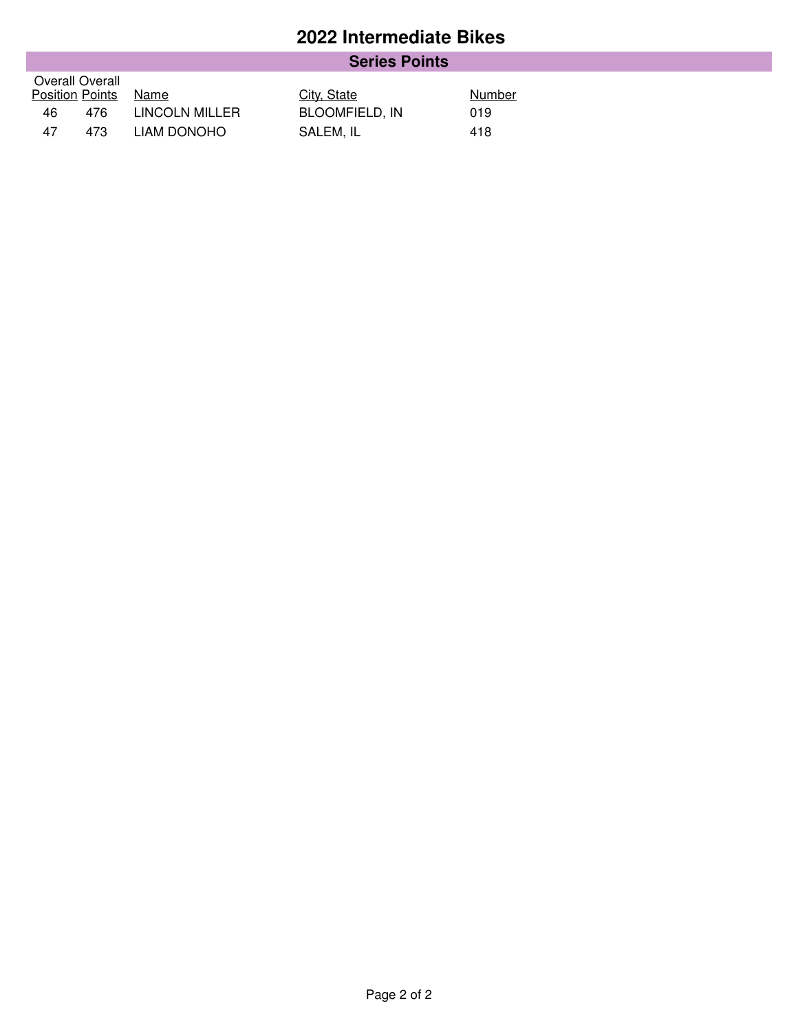# 2022 Intermediate Bikes

## Series Points

| Overall Position | Overall Points | Name | City, State | Number |
|---|---|---|---|---|
| 46 | 476 | LINCOLN MILLER | BLOOMFIELD, IN | 019 |
| 47 | 473 | LIAM DONOHO | SALEM, IL | 418 |